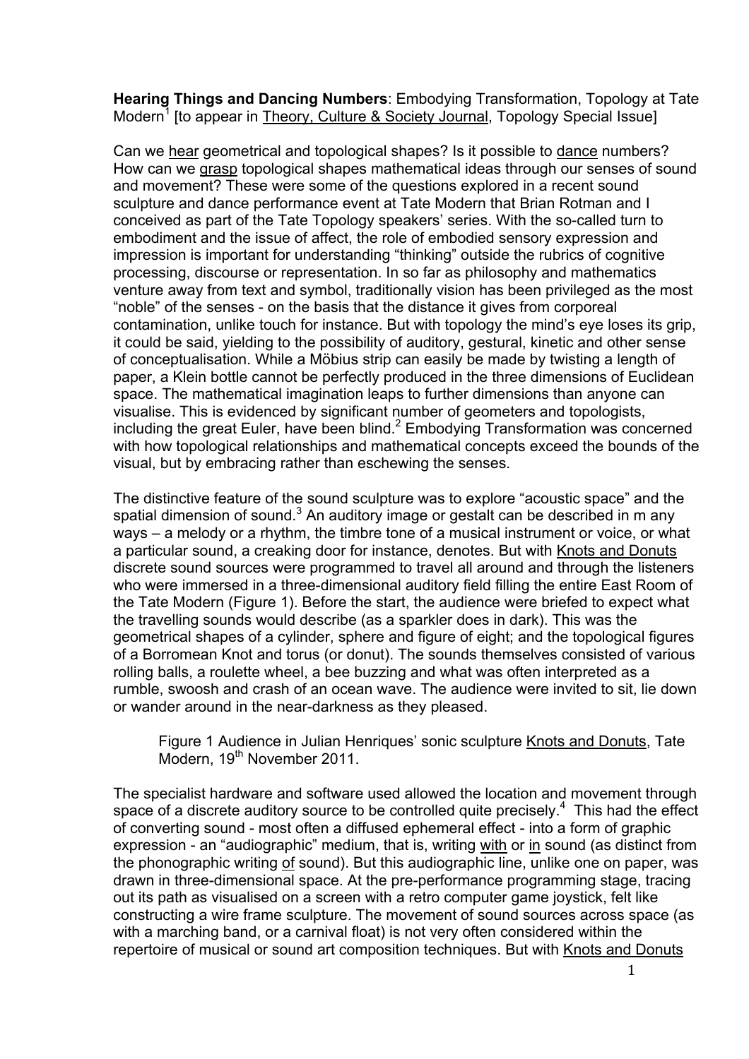**Hearing Things and Dancing Numbers**: Embodying Transformation, Topology at Tate Modern[1] [to appear in Theory, Culture & Society Journal, Topology Special Issue]

Can we hear geometrical and topological shapes? Is it possible to dance numbers? How can we grasp topological shapes mathematical ideas through our senses of sound and movement? These were some of the questions explored in a recent sound sculpture and dance performance event at Tate Modern that Brian Rotman and I conceived as part of the Tate Topology speakers' series. With the so-called turn to embodiment and the issue of affect, the role of embodied sensory expression and impression is important for understanding "thinking" outside the rubrics of cognitive processing, discourse or representation. In so far as philosophy and mathematics venture away from text and symbol, traditionally vision has been privileged as the most "noble" of the senses - on the basis that the distance it gives from corporeal contamination, unlike touch for instance. But with topology the mind's eye loses its grip, it could be said, yielding to the possibility of auditory, gestural, kinetic and other sense of conceptualisation. While a Möbius strip can easily be made by twisting a length of paper, a Klein bottle cannot be perfectly produced in the three dimensions of Euclidean space. The mathematical imagination leaps to further dimensions than anyone can visualise. This is evidenced by significant number of geometers and topologists, including the great Euler, have been blind.[2] Embodying Transformation was concerned with how topological relationships and mathematical concepts exceed the bounds of the visual, but by embracing rather than eschewing the senses.

The distinctive feature of the sound sculpture was to explore "acoustic space" and the spatial dimension of sound.[3] An auditory image or gestalt can be described in m any ways – a melody or a rhythm, the timbre tone of a musical instrument or voice, or what a particular sound, a creaking door for instance, denotes. But with Knots and Donuts discrete sound sources were programmed to travel all around and through the listeners who were immersed in a three-dimensional auditory field filling the entire East Room of the Tate Modern (Figure 1). Before the start, the audience were briefed to expect what the travelling sounds would describe (as a sparkler does in dark). This was the geometrical shapes of a cylinder, sphere and figure of eight; and the topological figures of a Borromean Knot and torus (or donut). The sounds themselves consisted of various rolling balls, a roulette wheel, a bee buzzing and what was often interpreted as a rumble, swoosh and crash of an ocean wave. The audience were invited to sit, lie down or wander around in the near-darkness as they pleased.

Figure 1 Audience in Julian Henriques' sonic sculpture Knots and Donuts, Tate Modern, 19th November 2011.

The specialist hardware and software used allowed the location and movement through space of a discrete auditory source to be controlled quite precisely.[4] This had the effect of converting sound - most often a diffused ephemeral effect - into a form of graphic expression - an "audiographic" medium, that is, writing with or in sound (as distinct from the phonographic writing of sound). But this audiographic line, unlike one on paper, was drawn in three-dimensional space. At the pre-performance programming stage, tracing out its path as visualised on a screen with a retro computer game joystick, felt like constructing a wire frame sculpture. The movement of sound sources across space (as with a marching band, or a carnival float) is not very often considered within the repertoire of musical or sound art composition techniques. But with Knots and Donuts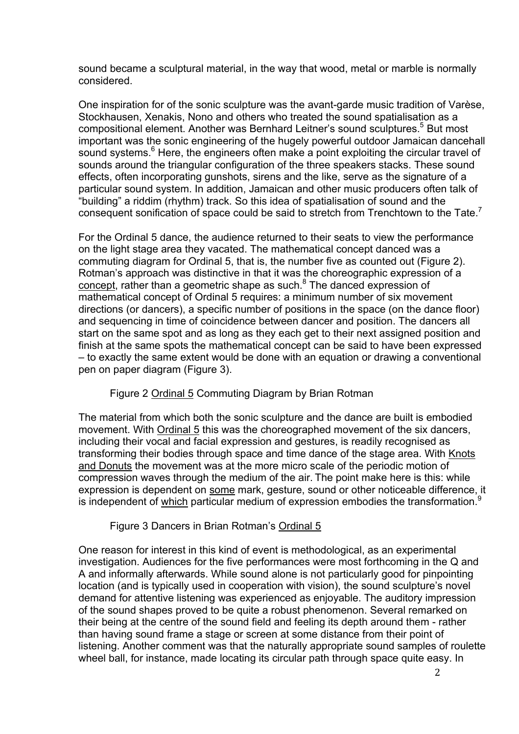sound became a sculptural material, in the way that wood, metal or marble is normally considered.

One inspiration for of the sonic sculpture was the avant-garde music tradition of Varèse, Stockhausen, Xenakis, Nono and others who treated the sound spatialisation as a compositional element. Another was Bernhard Leitner's sound sculptures.[5] But most important was the sonic engineering of the hugely powerful outdoor Jamaican dancehall sound systems.[6] Here, the engineers often make a point exploiting the circular travel of sounds around the triangular configuration of the three speakers stacks. These sound effects, often incorporating gunshots, sirens and the like, serve as the signature of a particular sound system. In addition, Jamaican and other music producers often talk of "building" a riddim (rhythm) track. So this idea of spatialisation of sound and the consequent sonification of space could be said to stretch from Trenchtown to the Tate.[7]

For the Ordinal 5 dance, the audience returned to their seats to view the performance on the light stage area they vacated. The mathematical concept danced was a commuting diagram for Ordinal 5, that is, the number five as counted out (Figure 2). Rotman's approach was distinctive in that it was the choreographic expression of a concept, rather than a geometric shape as such.[8] The danced expression of mathematical concept of Ordinal 5 requires: a minimum number of six movement directions (or dancers), a specific number of positions in the space (on the dance floor) and sequencing in time of coincidence between dancer and position. The dancers all start on the same spot and as long as they each get to their next assigned position and finish at the same spots the mathematical concept can be said to have been expressed – to exactly the same extent would be done with an equation or drawing a conventional pen on paper diagram (Figure 3).

Figure 2 Ordinal 5 Commuting Diagram by Brian Rotman

The material from which both the sonic sculpture and the dance are built is embodied movement. With Ordinal 5 this was the choreographed movement of the six dancers, including their vocal and facial expression and gestures, is readily recognised as transforming their bodies through space and time dance of the stage area. With Knots and Donuts the movement was at the more micro scale of the periodic motion of compression waves through the medium of the air. The point make here is this: while expression is dependent on some mark, gesture, sound or other noticeable difference, it is independent of which particular medium of expression embodies the transformation.[9]

Figure 3 Dancers in Brian Rotman's Ordinal 5

One reason for interest in this kind of event is methodological, as an experimental investigation. Audiences for the five performances were most forthcoming in the Q and A and informally afterwards. While sound alone is not particularly good for pinpointing location (and is typically used in cooperation with vision), the sound sculpture's novel demand for attentive listening was experienced as enjoyable. The auditory impression of the sound shapes proved to be quite a robust phenomenon. Several remarked on their being at the centre of the sound field and feeling its depth around them - rather than having sound frame a stage or screen at some distance from their point of listening. Another comment was that the naturally appropriate sound samples of roulette wheel ball, for instance, made locating its circular path through space quite easy. In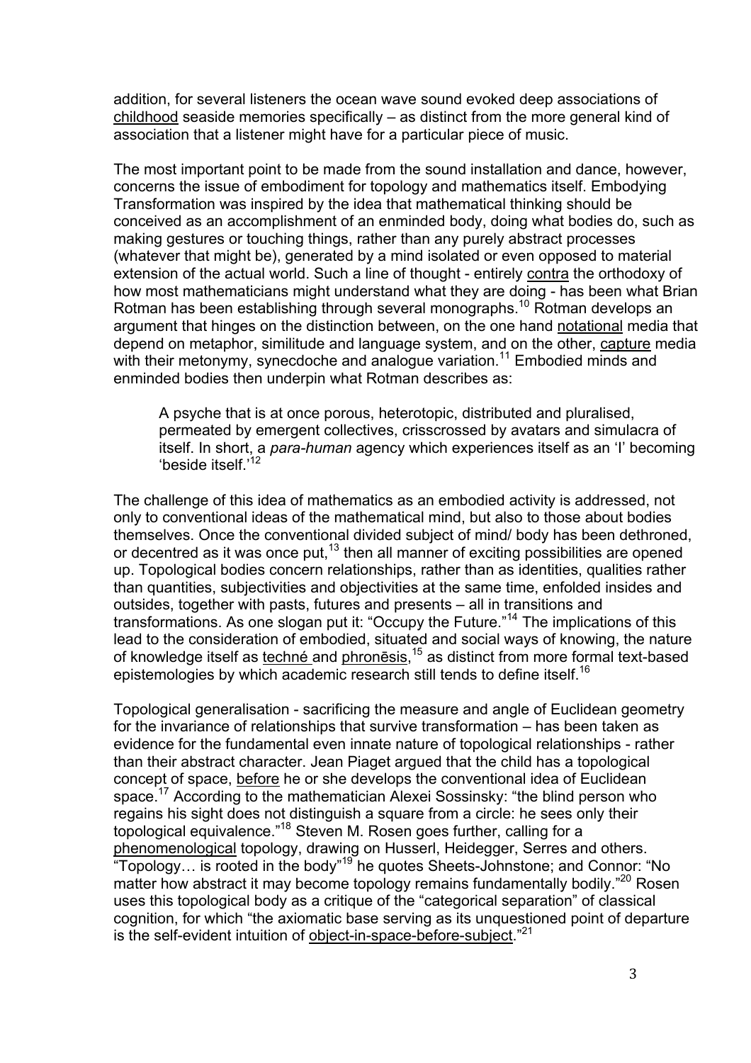addition, for several listeners the ocean wave sound evoked deep associations of childhood seaside memories specifically – as distinct from the more general kind of association that a listener might have for a particular piece of music.

The most important point to be made from the sound installation and dance, however, concerns the issue of embodiment for topology and mathematics itself. Embodying Transformation was inspired by the idea that mathematical thinking should be conceived as an accomplishment of an enminded body, doing what bodies do, such as making gestures or touching things, rather than any purely abstract processes (whatever that might be), generated by a mind isolated or even opposed to material extension of the actual world. Such a line of thought - entirely contra the orthodoxy of how most mathematicians might understand what they are doing - has been what Brian Rotman has been establishing through several monographs.[10] Rotman develops an argument that hinges on the distinction between, on the one hand notational media that depend on metaphor, similitude and language system, and on the other, capture media with their metonymy, synecdoche and analogue variation.[11] Embodied minds and enminded bodies then underpin what Rotman describes as:

> A psyche that is at once porous, heterotopic, distributed and pluralised, permeated by emergent collectives, crisscrossed by avatars and simulacra of itself. In short, a *para-human* agency which experiences itself as an 'I' becoming 'beside itself.'[12]

The challenge of this idea of mathematics as an embodied activity is addressed, not only to conventional ideas of the mathematical mind, but also to those about bodies themselves. Once the conventional divided subject of mind/ body has been dethroned, or decentred as it was once put,[13] then all manner of exciting possibilities are opened up. Topological bodies concern relationships, rather than as identities, qualities rather than quantities, subjectivities and objectivities at the same time, enfolded insides and outsides, together with pasts, futures and presents – all in transitions and transformations. As one slogan put it: "Occupy the Future."[14] The implications of this lead to the consideration of embodied, situated and social ways of knowing, the nature of knowledge itself as techné and phronēsis,[15] as distinct from more formal text-based epistemologies by which academic research still tends to define itself.[16]

Topological generalisation - sacrificing the measure and angle of Euclidean geometry for the invariance of relationships that survive transformation – has been taken as evidence for the fundamental even innate nature of topological relationships - rather than their abstract character. Jean Piaget argued that the child has a topological concept of space, before he or she develops the conventional idea of Euclidean space.[17] According to the mathematician Alexei Sossinsky: "the blind person who regains his sight does not distinguish a square from a circle: he sees only their topological equivalence."[18] Steven M. Rosen goes further, calling for a phenomenological topology, drawing on Husserl, Heidegger, Serres and others. "Topology… is rooted in the body"[19] he quotes Sheets-Johnstone; and Connor: "No matter how abstract it may become topology remains fundamentally bodily."[20] Rosen uses this topological body as a critique of the "categorical separation" of classical cognition, for which "the axiomatic base serving as its unquestioned point of departure is the self-evident intuition of object-in-space-before-subject."[21]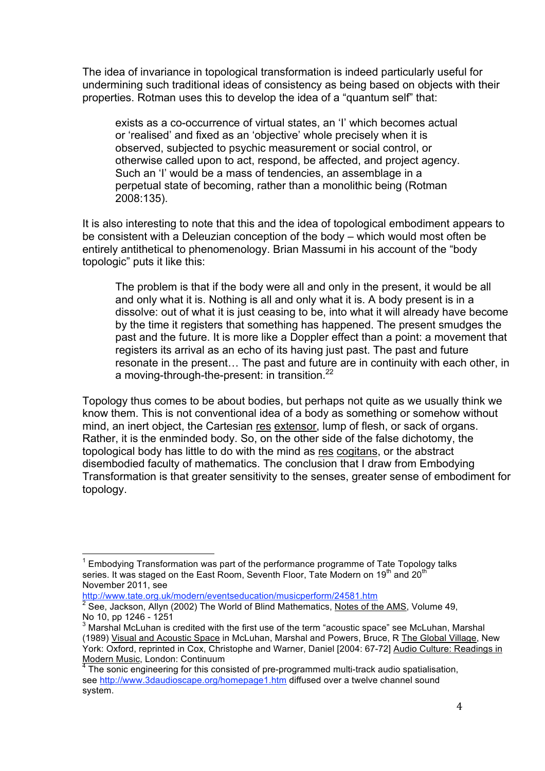The idea of invariance in topological transformation is indeed particularly useful for undermining such traditional ideas of consistency as being based on objects with their properties. Rotman uses this to develop the idea of a "quantum self" that:

> exists as a co-occurrence of virtual states, an 'I' which becomes actual or 'realised' and fixed as an 'objective' whole precisely when it is observed, subjected to psychic measurement or social control, or otherwise called upon to act, respond, be affected, and project agency. Such an 'I' would be a mass of tendencies, an assemblage in a perpetual state of becoming, rather than a monolithic being (Rotman 2008:135).

It is also interesting to note that this and the idea of topological embodiment appears to be consistent with a Deleuzian conception of the body – which would most often be entirely antithetical to phenomenology. Brian Massumi in his account of the "body topologic" puts it like this:

> The problem is that if the body were all and only in the present, it would be all and only what it is. Nothing is all and only what it is. A body present is in a dissolve: out of what it is just ceasing to be, into what it will already have become by the time it registers that something has happened. The present smudges the past and the future. It is more like a Doppler effect than a point: a movement that registers its arrival as an echo of its having just past. The past and future resonate in the present… The past and future are in continuity with each other, in a moving-through-the-present: in transition.[22]

Topology thus comes to be about bodies, but perhaps not quite as we usually think we know them. This is not conventional idea of a body as something or somehow without mind, an inert object, the Cartesian res extensor, lump of flesh, or sack of organs. Rather, it is the enminded body. So, on the other side of the false dichotomy, the topological body has little to do with the mind as res cogitans, or the abstract disembodied faculty of mathematics. The conclusion that I draw from Embodying Transformation is that greater sensitivity to the senses, greater sense of embodiment for topology.

---

[1] Embodying Transformation was part of the performance programme of Tate Topology talks series. It was staged on the East Room, Seventh Floor, Tate Modern on 19th and 20th November 2011, see http://www.tate.org.uk/modern/eventseducation/musicperform/24581.htm

[2] See, Jackson, Allyn (2002) The World of Blind Mathematics, Notes of the AMS, Volume 49, No 10, pp 1246 - 1251

[3] Marshal McLuhan is credited with the first use of the term "acoustic space" see McLuhan, Marshal (1989) Visual and Acoustic Space in McLuhan, Marshal and Powers, Bruce, R The Global Village, New York: Oxford, reprinted in Cox, Christophe and Warner, Daniel [2004: 67-72] Audio Culture: Readings in Modern Music, London: Continuum

[4] The sonic engineering for this consisted of pre-programmed multi-track audio spatialisation, see http://www.3daudioscape.org/homepage1.htm diffused over a twelve channel sound system.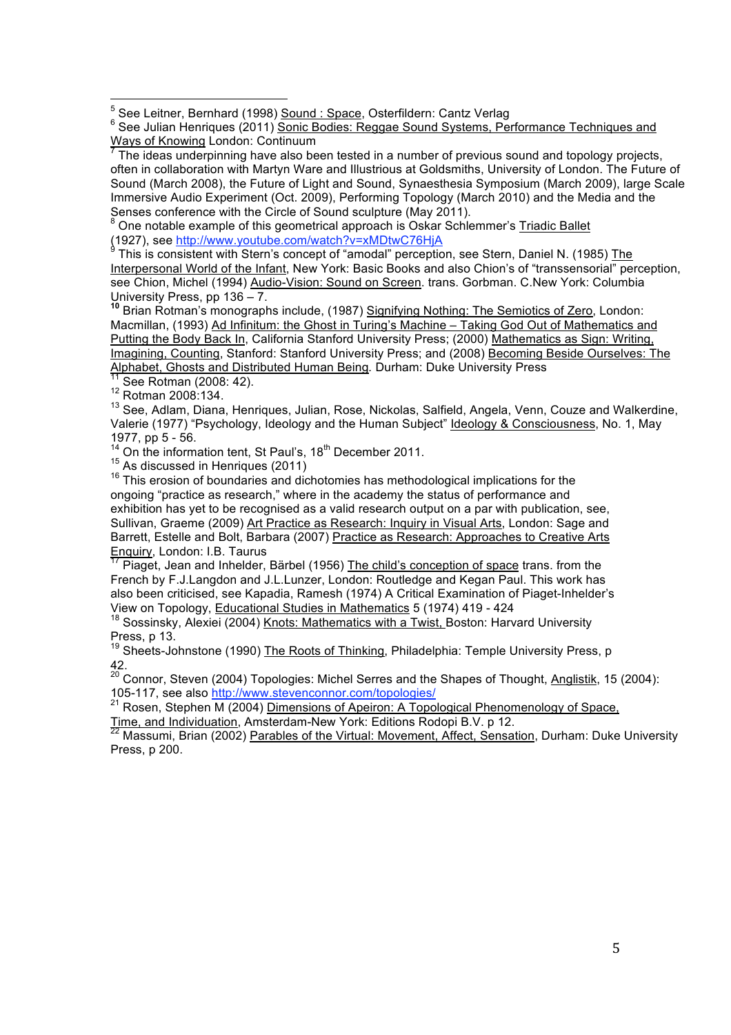[5] See Leitner, Bernhard (1998) Sound : Space, Osterfildern: Cantz Verlag

[6] See Julian Henriques (2011) Sonic Bodies: Reggae Sound Systems, Performance Techniques and Ways of Knowing London: Continuum

[7] The ideas underpinning have also been tested in a number of previous sound and topology projects, often in collaboration with Martyn Ware and Illustrious at Goldsmiths, University of London. The Future of Sound (March 2008), the Future of Light and Sound, Synaesthesia Symposium (March 2009), large Scale Immersive Audio Experiment (Oct. 2009), Performing Topology (March 2010) and the Media and the Senses conference with the Circle of Sound sculpture (May 2011).

[8] One notable example of this geometrical approach is Oskar Schlemmer's Triadic Ballet (1927), see http://www.youtube.com/watch?v=xMDtwC76HjA

[9] This is consistent with Stern's concept of "amodal" perception, see Stern, Daniel N. (1985) The Interpersonal World of the Infant, New York: Basic Books and also Chion's of "transsensorial" perception, see Chion, Michel (1994) Audio-Vision: Sound on Screen. trans. Gorbman. C.New York: Columbia University Press, pp 136 – 7.

[10] Brian Rotman's monographs include, (1987) Signifying Nothing: The Semiotics of Zero, London: Macmillan, (1993) Ad Infinitum: the Ghost in Turing's Machine – Taking God Out of Mathematics and Putting the Body Back In, California Stanford University Press; (2000) Mathematics as Sign: Writing, Imagining, Counting, Stanford: Stanford University Press; and (2008) Becoming Beside Ourselves: The Alphabet, Ghosts and Distributed Human Being. Durham: Duke University Press

[11] See Rotman (2008: 42).

[12] Rotman 2008:134.

[13] See, Adlam, Diana, Henriques, Julian, Rose, Nickolas, Salfield, Angela, Venn, Couze and Walkerdine, Valerie (1977) "Psychology, Ideology and the Human Subject" Ideology & Consciousness, No. 1, May 1977, pp 5 - 56.

[14] On the information tent, St Paul's, 18th December 2011.

[15] As discussed in Henriques (2011)

[16] This erosion of boundaries and dichotomies has methodological implications for the ongoing "practice as research," where in the academy the status of performance and exhibition has yet to be recognised as a valid research output on a par with publication, see, Sullivan, Graeme (2009) Art Practice as Research: Inquiry in Visual Arts, London: Sage and Barrett, Estelle and Bolt, Barbara (2007) Practice as Research: Approaches to Creative Arts Enquiry, London: I.B. Taurus

[17] Piaget, Jean and Inhelder, Bärbel (1956) The child's conception of space trans. from the French by F.J.Langdon and J.L.Lunzer, London: Routledge and Kegan Paul. This work has also been criticised, see Kapadia, Ramesh (1974) A Critical Examination of Piaget-Inhelder's View on Topology, Educational Studies in Mathematics 5 (1974) 419 - 424

[18] Sossinsky, Alexiei (2004) Knots: Mathematics with a Twist, Boston: Harvard University Press, p 13.

[19] Sheets-Johnstone (1990) The Roots of Thinking, Philadelphia: Temple University Press, p 42.

[20] Connor, Steven (2004) Topologies: Michel Serres and the Shapes of Thought, Anglistik, 15 (2004): 105-117, see also http://www.stevenconnor.com/topologies/

[21] Rosen, Stephen M (2004) Dimensions of Apeiron: A Topological Phenomenology of Space, Time, and Individuation, Amsterdam-New York: Editions Rodopi B.V. p 12.

[22] Massumi, Brian (2002) Parables of the Virtual: Movement, Affect, Sensation, Durham: Duke University Press, p 200.